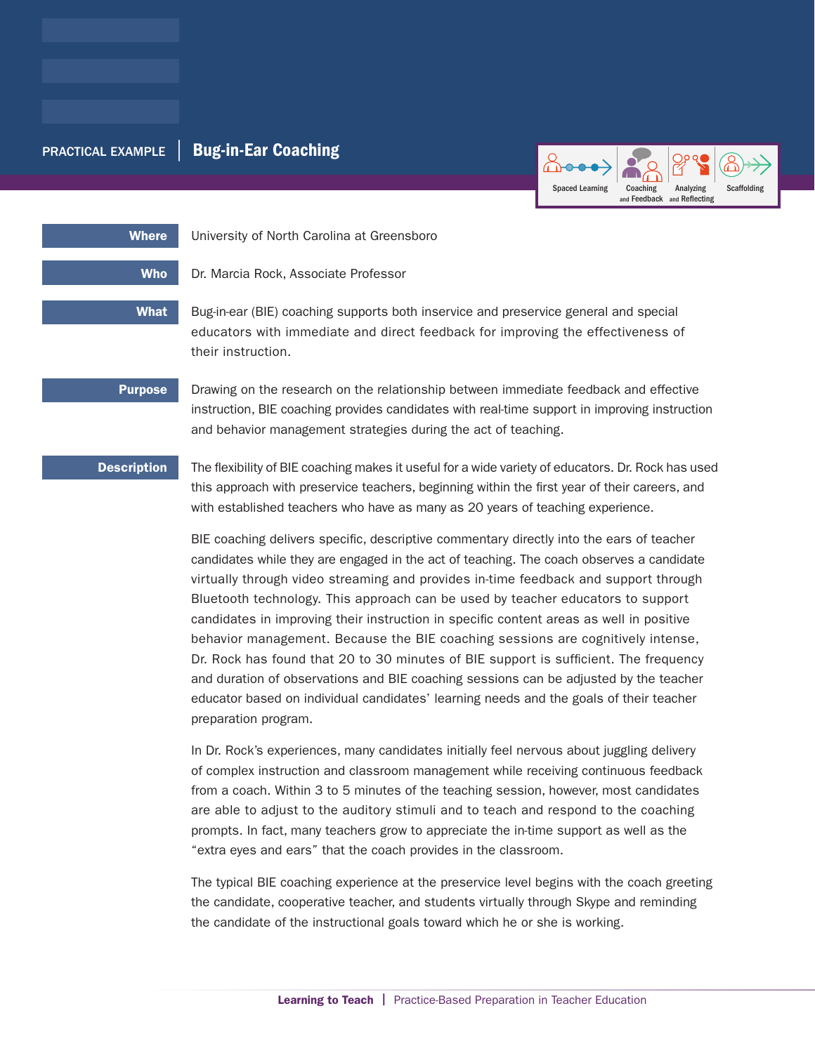PRACTICAL EXAMPLE | **Bug-in-Ear Coaching**

Spaced Learning | Coaching and Feedback | Analyzing and Reflecting | Scaffolding

**Where** University of North Carolina at Greensboro

**Who** Dr. Marcia Rock, Associate Professor

**What** Bug-in-ear (BIE) coaching supports both inservice and preservice general and special educators with immediate and direct feedback for improving the effectiveness of their instruction.

**Purpose** Drawing on the research on the relationship between immediate feedback and effective instruction, BIE coaching provides candidates with real-time support in improving instruction and behavior management strategies during the act of teaching.

**Description** The flexibility of BIE coaching makes it useful for a wide variety of educators. Dr. Rock has used this approach with preservice teachers, beginning within the first year of their careers, and with established teachers who have as many as 20 years of teaching experience.

BIE coaching delivers specific, descriptive commentary directly into the ears of teacher candidates while they are engaged in the act of teaching. The coach observes a candidate virtually through video streaming and provides in-time feedback and support through Bluetooth technology. This approach can be used by teacher educators to support candidates in improving their instruction in specific content areas as well in positive behavior management. Because the BIE coaching sessions are cognitively intense, Dr. Rock has found that 20 to 30 minutes of BIE support is sufficient. The frequency and duration of observations and BIE coaching sessions can be adjusted by the teacher educator based on individual candidates' learning needs and the goals of their teacher preparation program.

In Dr. Rock's experiences, many candidates initially feel nervous about juggling delivery of complex instruction and classroom management while receiving continuous feedback from a coach. Within 3 to 5 minutes of the teaching session, however, most candidates are able to adjust to the auditory stimuli and to teach and respond to the coaching prompts. In fact, many teachers grow to appreciate the in-time support as well as the "extra eyes and ears" that the coach provides in the classroom.

The typical BIE coaching experience at the preservice level begins with the coach greeting the candidate, cooperative teacher, and students virtually through Skype and reminding the candidate of the instructional goals toward which he or she is working.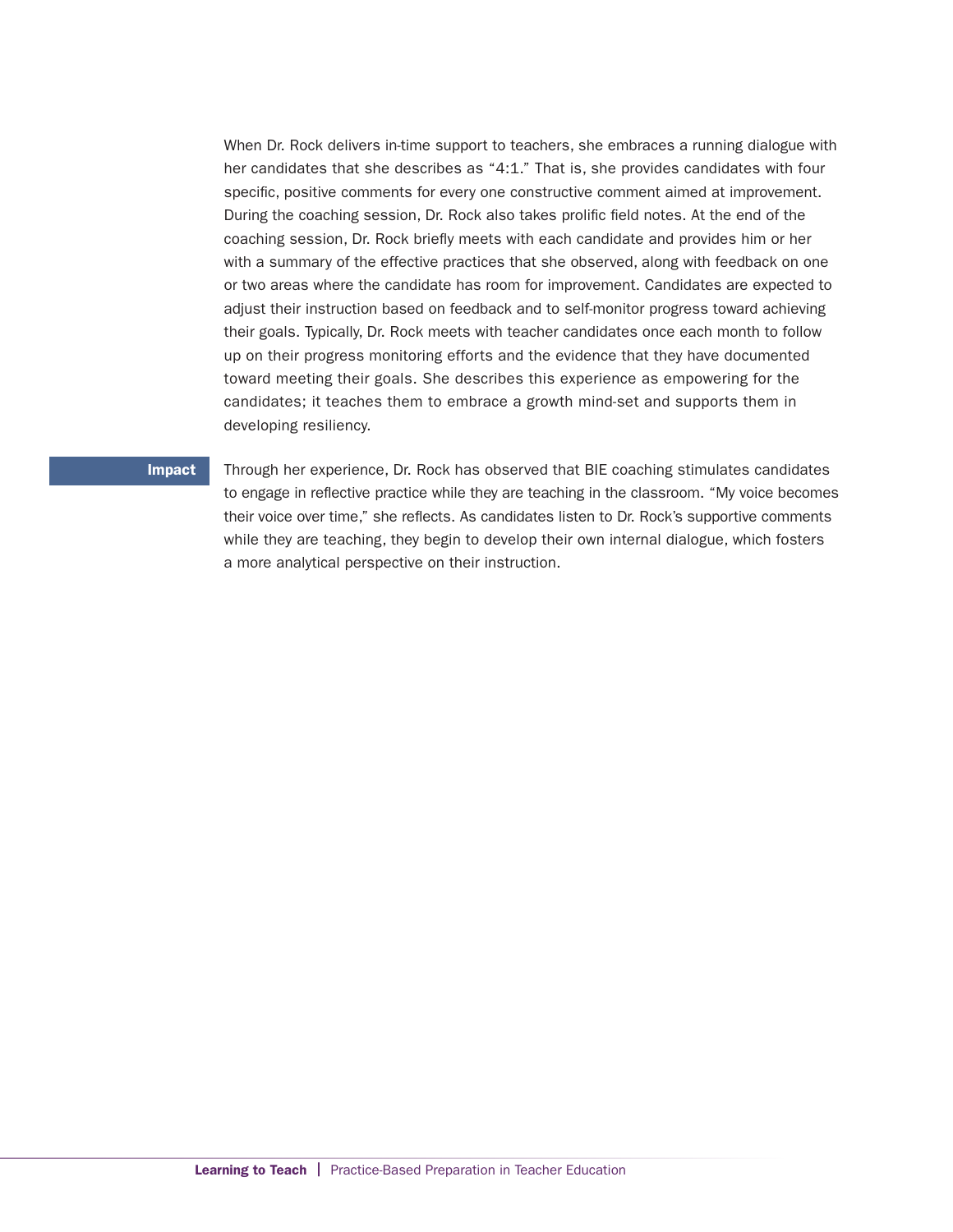When Dr. Rock delivers in-time support to teachers, she embraces a running dialogue with her candidates that she describes as "4:1." That is, she provides candidates with four specific, positive comments for every one constructive comment aimed at improvement. During the coaching session, Dr. Rock also takes prolific field notes. At the end of the coaching session, Dr. Rock briefly meets with each candidate and provides him or her with a summary of the effective practices that she observed, along with feedback on one or two areas where the candidate has room for improvement. Candidates are expected to adjust their instruction based on feedback and to self-monitor progress toward achieving their goals. Typically, Dr. Rock meets with teacher candidates once each month to follow up on their progress monitoring efforts and the evidence that they have documented toward meeting their goals. She describes this experience as empowering for the candidates; it teaches them to embrace a growth mind-set and supports them in developing resiliency.

### Impact

Through her experience, Dr. Rock has observed that BIE coaching stimulates candidates to engage in reflective practice while they are teaching in the classroom. "My voice becomes their voice over time," she reflects. As candidates listen to Dr. Rock's supportive comments while they are teaching, they begin to develop their own internal dialogue, which fosters a more analytical perspective on their instruction.